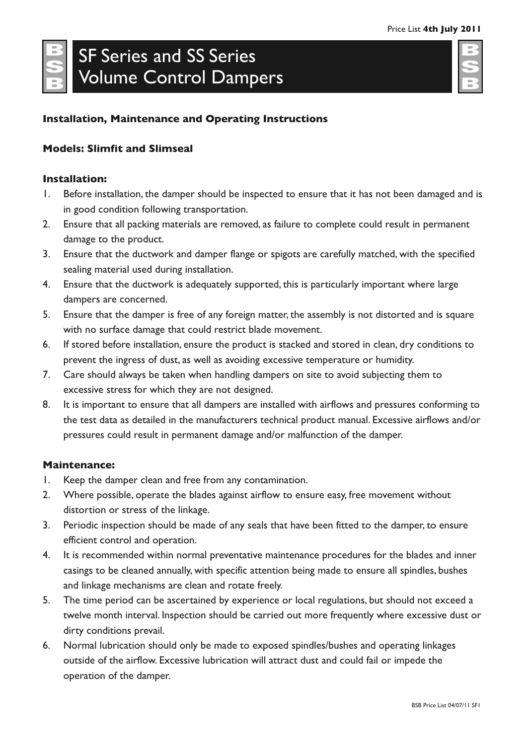# SF Series and SS Series Volume Control Dampers

### Installation, Maintenance and Operating Instructions

### Models: Slimfit and Slimseal

### Installation:

1. Before installation, the damper should be inspected to ensure that it has not been damaged and is in good condition following transportation.
2. Ensure that all packing materials are removed, as failure to complete could result in permanent damage to the product.
3. Ensure that the ductwork and damper flange or spigots are carefully matched, with the specified sealing material used during installation.
4. Ensure that the ductwork is adequately supported, this is particularly important where large dampers are concerned.
5. Ensure that the damper is free of any foreign matter, the assembly is not distorted and is square with no surface damage that could restrict blade movement.
6. If stored before installation, ensure the product is stacked and stored in clean, dry conditions to prevent the ingress of dust, as well as avoiding excessive temperature or humidity.
7. Care should always be taken when handling dampers on site to avoid subjecting them to excessive stress for which they are not designed.
8. It is important to ensure that all dampers are installed with airflows and pressures conforming to the test data as detailed in the manufacturers technical product manual. Excessive airflows and/or pressures could result in permanent damage and/or malfunction of the damper.

### Maintenance:

1. Keep the damper clean and free from any contamination.
2. Where possible, operate the blades against airflow to ensure easy, free movement without distortion or stress of the linkage.
3. Periodic inspection should be made of any seals that have been fitted to the damper, to ensure efficient control and operation.
4. It is recommended within normal preventative maintenance procedures for the blades and inner casings to be cleaned annually, with specific attention being made to ensure all spindles, bushes and linkage mechanisms are clean and rotate freely.
5. The time period can be ascertained by experience or local regulations, but should not exceed a twelve month interval. Inspection should be carried out more frequently where excessive dust or dirty conditions prevail.
6. Normal lubrication should only be made to exposed spindles/bushes and operating linkages outside of the airflow. Excessive lubrication will attract dust and could fail or impede the operation of the damper.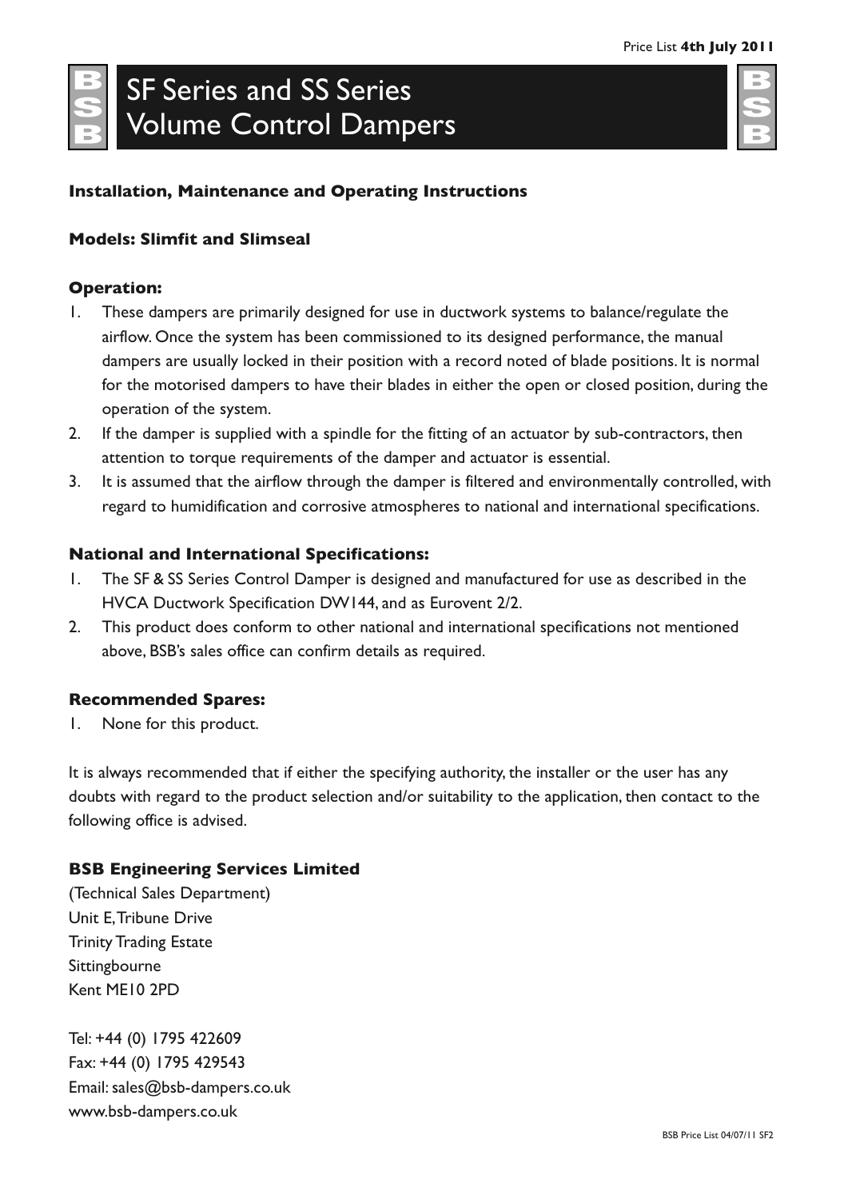# SF Series and SS Series Volume Control Dampers

**Installation, Maintenance and Operating Instructions**

**Models: Slimfit and Slimseal**

### Operation:

1. These dampers are primarily designed for use in ductwork systems to balance/regulate the airflow. Once the system has been commissioned to its designed performance, the manual dampers are usually locked in their position with a record noted of blade positions. It is normal for the motorised dampers to have their blades in either the open or closed position, during the operation of the system.
2. If the damper is supplied with a spindle for the fitting of an actuator by sub-contractors, then attention to torque requirements of the damper and actuator is essential.
3. It is assumed that the airflow through the damper is filtered and environmentally controlled, with regard to humidification and corrosive atmospheres to national and international specifications.

### National and International Specifications:

1. The SF & SS Series Control Damper is designed and manufactured for use as described in the HVCA Ductwork Specification DW144, and as Eurovent 2/2.
2. This product does conform to other national and international specifications not mentioned above, BSB's sales office can confirm details as required.

### Recommended Spares:

1. None for this product.

It is always recommended that if either the specifying authority, the installer or the user has any doubts with regard to the product selection and/or suitability to the application, then contact to the following office is advised.

**BSB Engineering Services Limited**
(Technical Sales Department)
Unit E, Tribune Drive
Trinity Trading Estate
Sittingbourne
Kent ME10 2PD

Tel: +44 (0) 1795 422609
Fax: +44 (0) 1795 429543
Email: sales@bsb-dampers.co.uk
www.bsb-dampers.co.uk